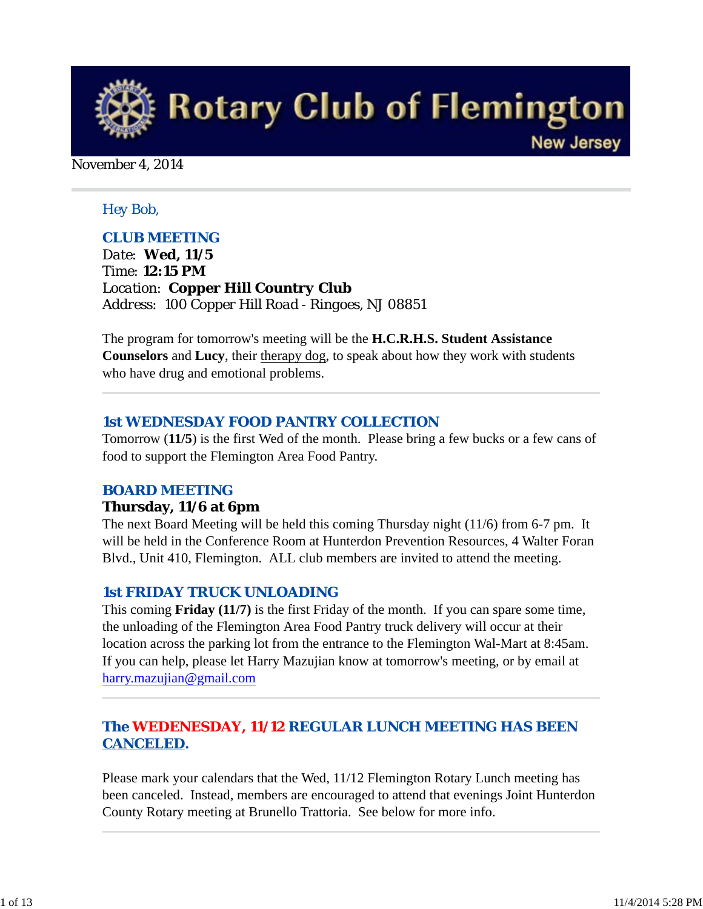# Rotary Club of Flemington

New Jersey

November 4, 2014

Hey Bob,

## CLUB MEETING

Date: **Wed, 11/5**
Time: **12:15 PM**
Location: **Copper Hill Country Club**
Address: 100 Copper Hill Road - Ringoes, NJ 08851

The program for tomorrow's meeting will be the **H.C.R.H.S. Student Assistance Counselors** and **Lucy**, their therapy dog, to speak about how they work with students who have drug and emotional problems.

---

## 1st WEDNESDAY FOOD PANTRY COLLECTION

Tomorrow (**11/5**) is the first Wed of the month. Please bring a few bucks or a few cans of food to support the Flemington Area Food Pantry.

## BOARD MEETING

**Thursday, 11/6 at 6pm**

The next Board Meeting will be held this coming Thursday night (11/6) from 6-7 pm. It will be held in the Conference Room at Hunterdon Prevention Resources, 4 Walter Foran Blvd., Unit 410, Flemington. ALL club members are invited to attend the meeting.

## 1st FRIDAY TRUCK UNLOADING

This coming **Friday (11/7)** is the first Friday of the month. If you can spare some time, the unloading of the Flemington Area Food Pantry truck delivery will occur at their location across the parking lot from the entrance to the Flemington Wal-Mart at 8:45am. If you can help, please let Harry Mazujian know at tomorrow's meeting, or by email at harry.mazujian@gmail.com

---

## The WEDENESDAY, 11/12 REGULAR LUNCH MEETING HAS BEEN CANCELED.

Please mark your calendars that the Wed, 11/12 Flemington Rotary Lunch meeting has been canceled. Instead, members are encouraged to attend that evenings Joint Hunterdon County Rotary meeting at Brunello Trattoria. See below for more info.

---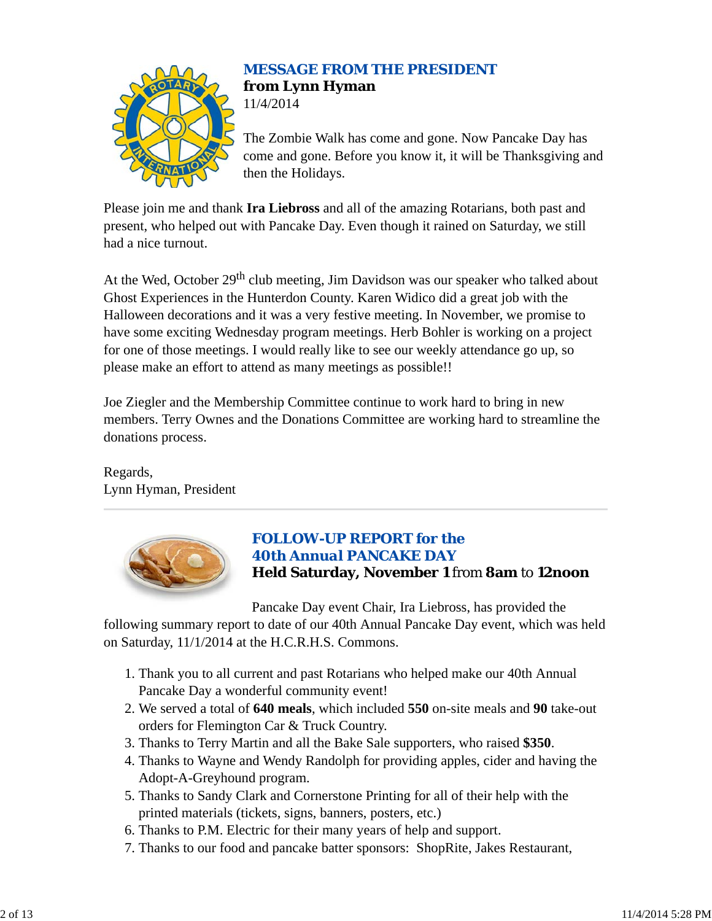## MESSAGE FROM THE PRESIDENT

**from Lynn Hyman**

11/4/2014

The Zombie Walk has come and gone. Now Pancake Day has come and gone. Before you know it, it will be Thanksgiving and then the Holidays.

Please join me and thank **Ira Liebross** and all of the amazing Rotarians, both past and present, who helped out with Pancake Day. Even though it rained on Saturday, we still had a nice turnout.

At the Wed, October 29th club meeting, Jim Davidson was our speaker who talked about Ghost Experiences in the Hunterdon County. Karen Widico did a great job with the Halloween decorations and it was a very festive meeting. In November, we promise to have some exciting Wednesday program meetings. Herb Bohler is working on a project for one of those meetings. I would really like to see our weekly attendance go up, so please make an effort to attend as many meetings as possible!!

Joe Ziegler and the Membership Committee continue to work hard to bring in new members. Terry Ownes and the Donations Committee are working hard to streamline the donations process.

Regards,
Lynn Hyman, President

---

## FOLLOW-UP REPORT for the 40th Annual PANCAKE DAY

**Held Saturday, November 1** from **8am** to **12noon**

Pancake Day event Chair, Ira Liebross, has provided the following summary report to date of our 40th Annual Pancake Day event, which was held on Saturday, 11/1/2014 at the H.C.R.H.S. Commons.

1. Thank you to all current and past Rotarians who helped make our 40th Annual Pancake Day a wonderful community event!
2. We served a total of **640 meals**, which included **550** on-site meals and **90** take-out orders for Flemington Car & Truck Country.
3. Thanks to Terry Martin and all the Bake Sale supporters, who raised **$350**.
4. Thanks to Wayne and Wendy Randolph for providing apples, cider and having the Adopt-A-Greyhound program.
5. Thanks to Sandy Clark and Cornerstone Printing for all of their help with the printed materials (tickets, signs, banners, posters, etc.)
6. Thanks to P.M. Electric for their many years of help and support.
7. Thanks to our food and pancake batter sponsors: ShopRite, Jakes Restaurant,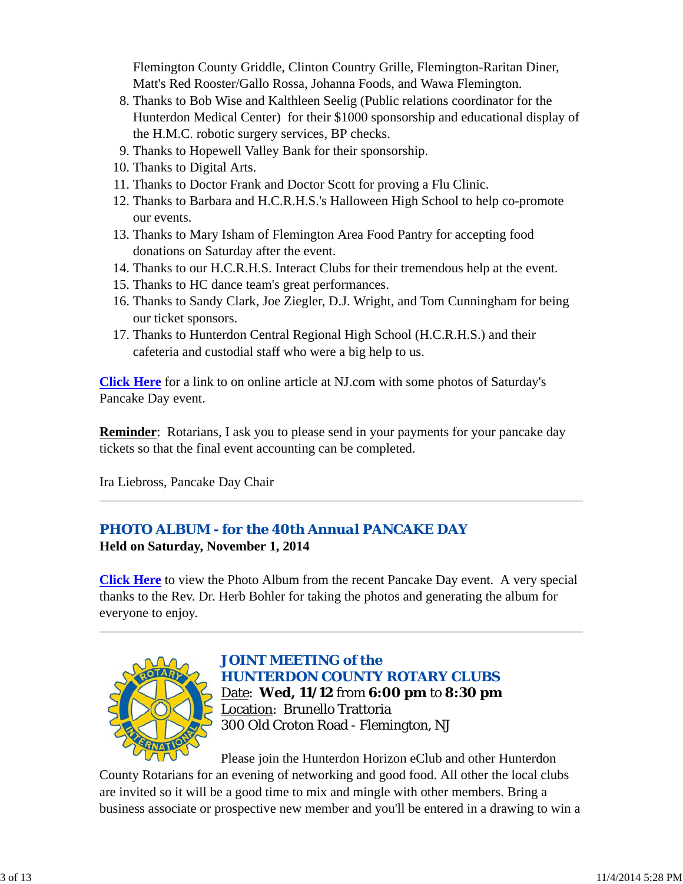Flemington County Griddle, Clinton Country Grille, Flemington-Raritan Diner, Matt's Red Rooster/Gallo Rossa, Johanna Foods, and Wawa Flemington.

8. Thanks to Bob Wise and Kalthleen Seelig (Public relations coordinator for the Hunterdon Medical Center) for their $1000 sponsorship and educational display of the H.M.C. robotic surgery services, BP checks.
9. Thanks to Hopewell Valley Bank for their sponsorship.
10. Thanks to Digital Arts.
11. Thanks to Doctor Frank and Doctor Scott for proving a Flu Clinic.
12. Thanks to Barbara and H.C.R.H.S.'s Halloween High School to help co-promote our events.
13. Thanks to Mary Isham of Flemington Area Food Pantry for accepting food donations on Saturday after the event.
14. Thanks to our H.C.R.H.S. Interact Clubs for their tremendous help at the event.
15. Thanks to HC dance team's great performances.
16. Thanks to Sandy Clark, Joe Ziegler, D.J. Wright, and Tom Cunningham for being our ticket sponsors.
17. Thanks to Hunterdon Central Regional High School (H.C.R.H.S.) and their cafeteria and custodial staff who were a big help to us.

**Click Here** for a link to on online article at NJ.com with some photos of Saturday's Pancake Day event.

**Reminder**: Rotarians, I ask you to please send in your payments for your pancake day tickets so that the final event accounting can be completed.

Ira Liebross, Pancake Day Chair

---

## PHOTO ALBUM - for the 40th Annual PANCAKE DAY

**Held on Saturday, November 1, 2014**

**Click Here** to view the Photo Album from the recent Pancake Day event. A very special thanks to the Rev. Dr. Herb Bohler for taking the photos and generating the album for everyone to enjoy.

---

## JOINT MEETING of the HUNTERDON COUNTY ROTARY CLUBS

Date: **Wed, 11/12** from **6:00 pm** to **8:30 pm**
Location: Brunello Trattoria
300 Old Croton Road - Flemington, NJ

Please join the Hunterdon Horizon eClub and other Hunterdon County Rotarians for an evening of networking and good food. All other the local clubs are invited so it will be a good time to mix and mingle with other members. Bring a business associate or prospective new member and you'll be entered in a drawing to win a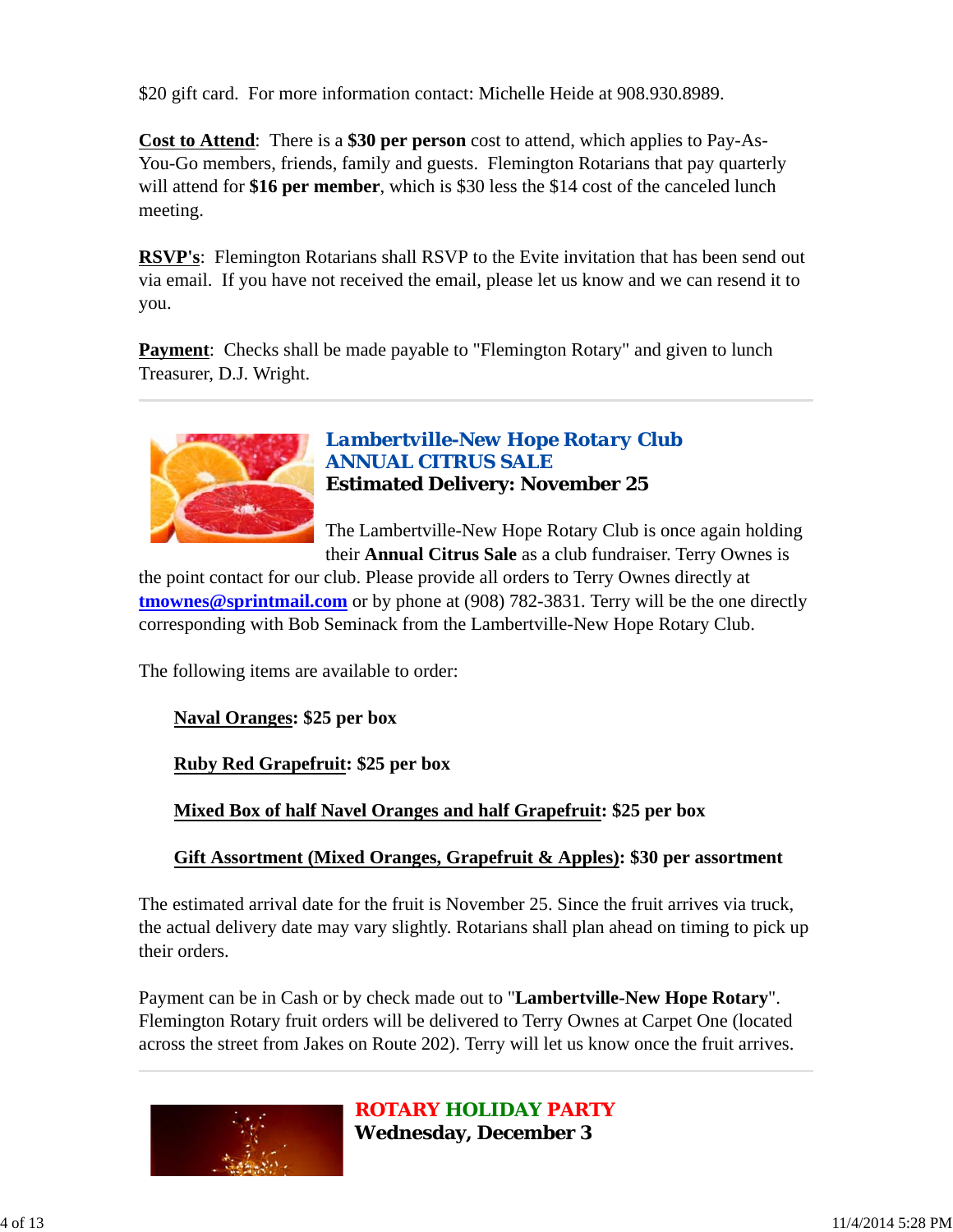$20 gift card.  For more information contact: Michelle Heide at 908.930.8989.

**Cost to Attend**:  There is a **$30 per person** cost to attend, which applies to Pay-As-You-Go members, friends, family and guests.  Flemington Rotarians that pay quarterly will attend for **$16 per member**, which is $30 less the $14 cost of the canceled lunch meeting.

**RSVP's**:  Flemington Rotarians shall RSVP to the Evite invitation that has been send out via email.  If you have not received the email, please let us know and we can resend it to you.

**Payment**:  Checks shall be made payable to "Flemington Rotary" and given to lunch Treasurer, D.J. Wright.

---

## Lambertville-New Hope Rotary Club
## ANNUAL CITRUS SALE
### Estimated Delivery: November 25

The Lambertville-New Hope Rotary Club is once again holding their **Annual Citrus Sale** as a club fundraiser. Terry Ownes is the point contact for our club. Please provide all orders to Terry Ownes directly at **tmownes@sprintmail.com** or by phone at (908) 782-3831. Terry will be the one directly corresponding with Bob Seminack from the Lambertville-New Hope Rotary Club.

The following items are available to order:

**Naval Oranges: $25 per box**

**Ruby Red Grapefruit: $25 per box**

**Mixed Box of half Navel Oranges and half Grapefruit: $25 per box**

**Gift Assortment (Mixed Oranges, Grapefruit & Apples): $30 per assortment**

The estimated arrival date for the fruit is November 25. Since the fruit arrives via truck, the actual delivery date may vary slightly. Rotarians shall plan ahead on timing to pick up their orders.

Payment can be in Cash or by check made out to "**Lambertville-New Hope Rotary**". Flemington Rotary fruit orders will be delivered to Terry Ownes at Carpet One (located across the street from Jakes on Route 202). Terry will let us know once the fruit arrives.

---

## ROTARY HOLIDAY PARTY
### Wednesday, December 3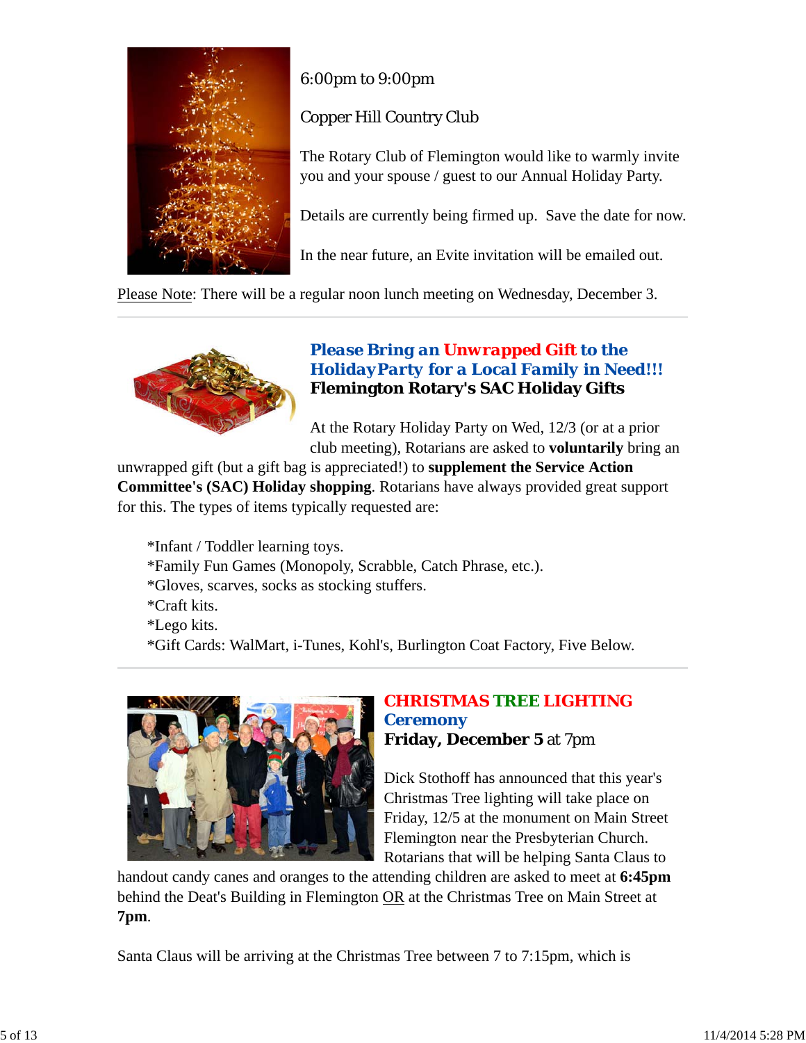6:00pm to 9:00pm

Copper Hill Country Club

The Rotary Club of Flemington would like to warmly invite you and your spouse / guest to our Annual Holiday Party.

Details are currently being firmed up. Save the date for now.

In the near future, an Evite invitation will be emailed out.

Please Note: There will be a regular noon lunch meeting on Wednesday, December 3.

---

### Please Bring an Unwrapped Gift to the Holiday Party for a Local Family in Need!!!

**Flemington Rotary's SAC Holiday Gifts**

At the Rotary Holiday Party on Wed, 12/3 (or at a prior club meeting), Rotarians are asked to **voluntarily** bring an unwrapped gift (but a gift bag is appreciated!) to **supplement the Service Action Committee's (SAC) Holiday shopping**. Rotarians have always provided great support for this. The types of items typically requested are:

*Infant / Toddler learning toys.
*Family Fun Games (Monopoly, Scrabble, Catch Phrase, etc.).
*Gloves, scarves, socks as stocking stuffers.
*Craft kits.
*Lego kits.
*Gift Cards: WalMart, i-Tunes, Kohl's, Burlington Coat Factory, Five Below.

---

### CHRISTMAS TREE LIGHTING Ceremony

**Friday, December 5** at 7pm

Dick Stothoff has announced that this year's Christmas Tree lighting will take place on Friday, 12/5 at the monument on Main Street Flemington near the Presbyterian Church. Rotarians that will be helping Santa Claus to handout candy canes and oranges to the attending children are asked to meet at **6:45pm** behind the Deat's Building in Flemington OR at the Christmas Tree on Main Street at **7pm**.

Santa Claus will be arriving at the Christmas Tree between 7 to 7:15pm, which is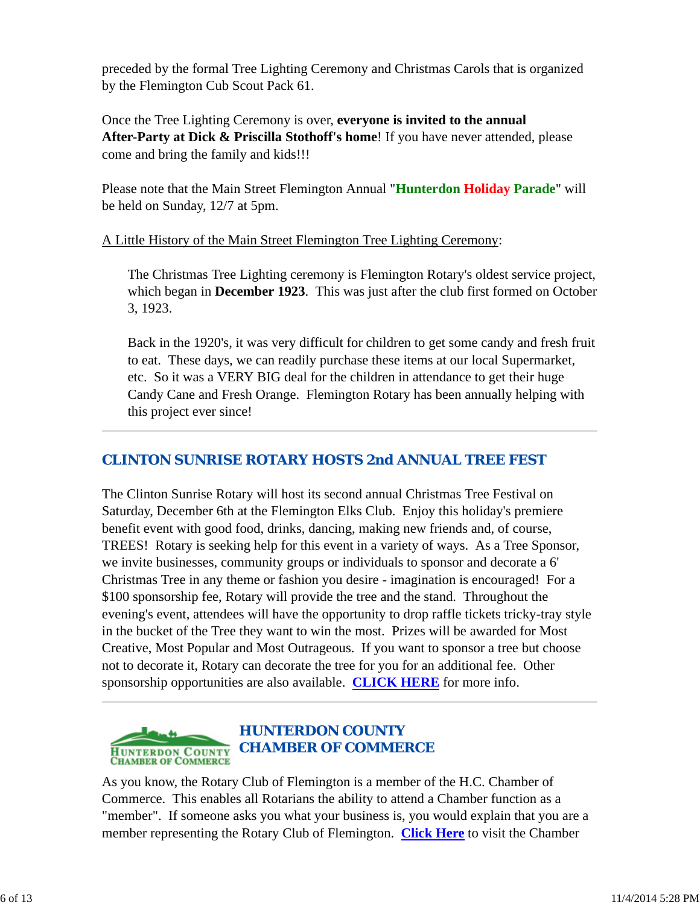preceded by the formal Tree Lighting Ceremony and Christmas Carols that is organized by the Flemington Cub Scout Pack 61.

Once the Tree Lighting Ceremony is over, **everyone is invited to the annual After-Party at Dick & Priscilla Stothoff's home**! If you have never attended, please come and bring the family and kids!!!

Please note that the Main Street Flemington Annual "**Hunterdon Holiday Parade**" will be held on Sunday, 12/7 at 5pm.

A Little History of the Main Street Flemington Tree Lighting Ceremony:

> The Christmas Tree Lighting ceremony is Flemington Rotary's oldest service project, which began in **December 1923**. This was just after the club first formed on October 3, 1923.
>
> Back in the 1920's, it was very difficult for children to get some candy and fresh fruit to eat. These days, we can readily purchase these items at our local Supermarket, etc. So it was a VERY BIG deal for the children in attendance to get their huge Candy Cane and Fresh Orange. Flemington Rotary has been annually helping with this project ever since!

## CLINTON SUNRISE ROTARY HOSTS 2nd ANNUAL TREE FEST

The Clinton Sunrise Rotary will host its second annual Christmas Tree Festival on Saturday, December 6th at the Flemington Elks Club. Enjoy this holiday's premiere benefit event with good food, drinks, dancing, making new friends and, of course, TREES! Rotary is seeking help for this event in a variety of ways. As a Tree Sponsor, we invite businesses, community groups or individuals to sponsor and decorate a 6' Christmas Tree in any theme or fashion you desire - imagination is encouraged! For a $100 sponsorship fee, Rotary will provide the tree and the stand. Throughout the evening's event, attendees will have the opportunity to drop raffle tickets tricky-tray style in the bucket of the Tree they want to win the most. Prizes will be awarded for Most Creative, Most Popular and Most Outrageous. If you want to sponsor a tree but choose not to decorate it, Rotary can decorate the tree for you for an additional fee. Other sponsorship opportunities are also available. **CLICK HERE** for more info.

## HUNTERDON COUNTY CHAMBER OF COMMERCE

As you know, the Rotary Club of Flemington is a member of the H.C. Chamber of Commerce. This enables all Rotarians the ability to attend a Chamber function as a "member". If someone asks you what your business is, you would explain that you are a member representing the Rotary Club of Flemington. **Click Here** to visit the Chamber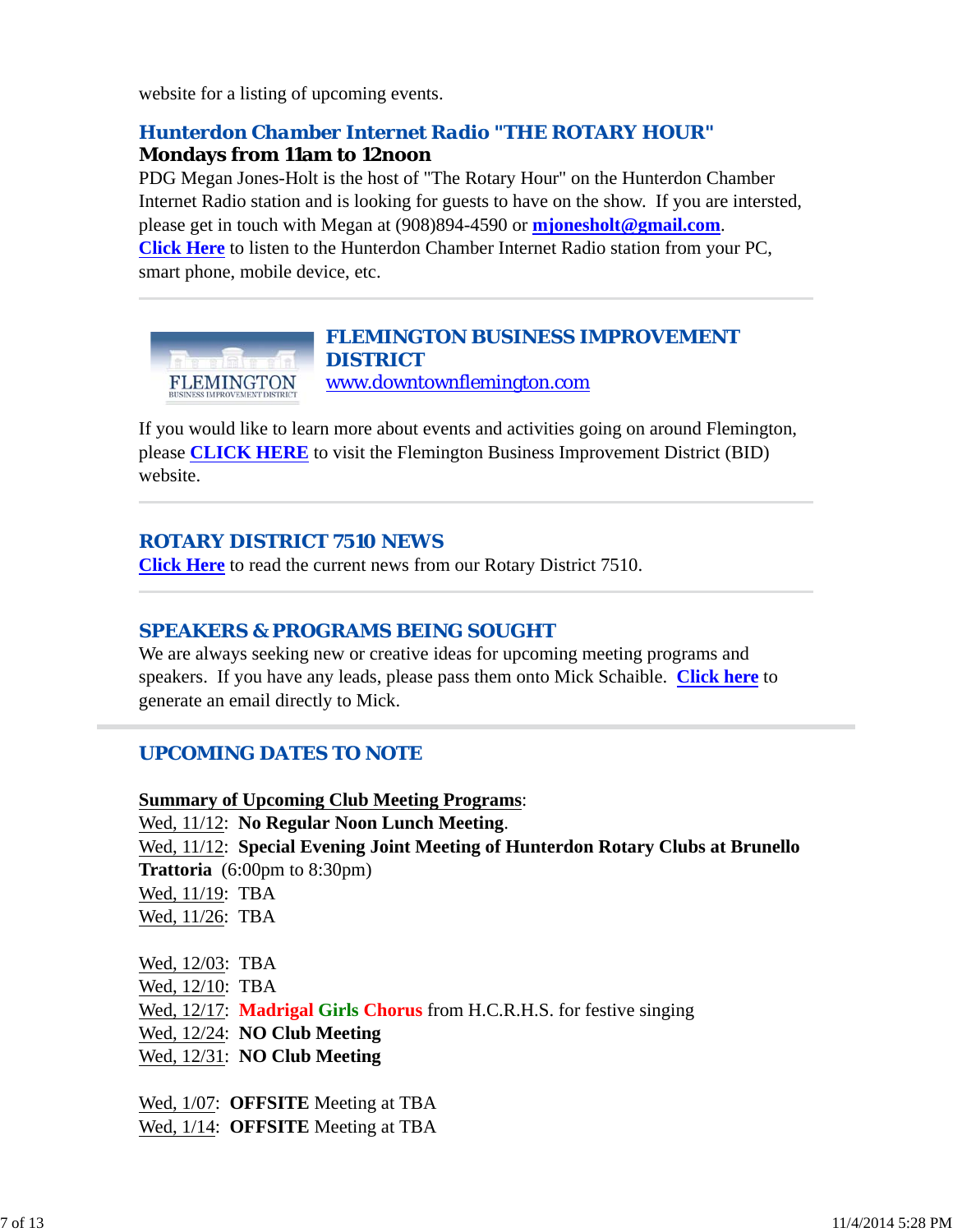website for a listing of upcoming events.

### Hunterdon Chamber Internet Radio "THE ROTARY HOUR"

**Mondays from 11am to 12noon**

PDG Megan Jones-Holt is the host of "The Rotary Hour" on the Hunterdon Chamber Internet Radio station and is looking for guests to have on the show. If you are intersted, please get in touch with Megan at (908)894-4590 or **mjonesholt@gmail.com**.
**Click Here** to listen to the Hunterdon Chamber Internet Radio station from your PC, smart phone, mobile device, etc.

---

### FLEMINGTON BUSINESS IMPROVEMENT DISTRICT

www.downtownflemington.com

If you would like to learn more about events and activities going on around Flemington, please **CLICK HERE** to visit the Flemington Business Improvement District (BID) website.

---

### ROTARY DISTRICT 7510 NEWS

**Click Here** to read the current news from our Rotary District 7510.

---

### SPEAKERS & PROGRAMS BEING SOUGHT

We are always seeking new or creative ideas for upcoming meeting programs and speakers. If you have any leads, please pass them onto Mick Schaible. **Click here** to generate an email directly to Mick.

---

## UPCOMING DATES TO NOTE

**Summary of Upcoming Club Meeting Programs**:
Wed, 11/12: **No Regular Noon Lunch Meeting**.
Wed, 11/12: **Special Evening Joint Meeting of Hunterdon Rotary Clubs at Brunello Trattoria** (6:00pm to 8:30pm)
Wed, 11/19: TBA
Wed, 11/26: TBA

Wed, 12/03: TBA
Wed, 12/10: TBA
Wed, 12/17: **Madrigal Girls Chorus** from H.C.R.H.S. for festive singing
Wed, 12/24: **NO Club Meeting**
Wed, 12/31: **NO Club Meeting**

Wed, 1/07: **OFFSITE** Meeting at TBA
Wed, 1/14: **OFFSITE** Meeting at TBA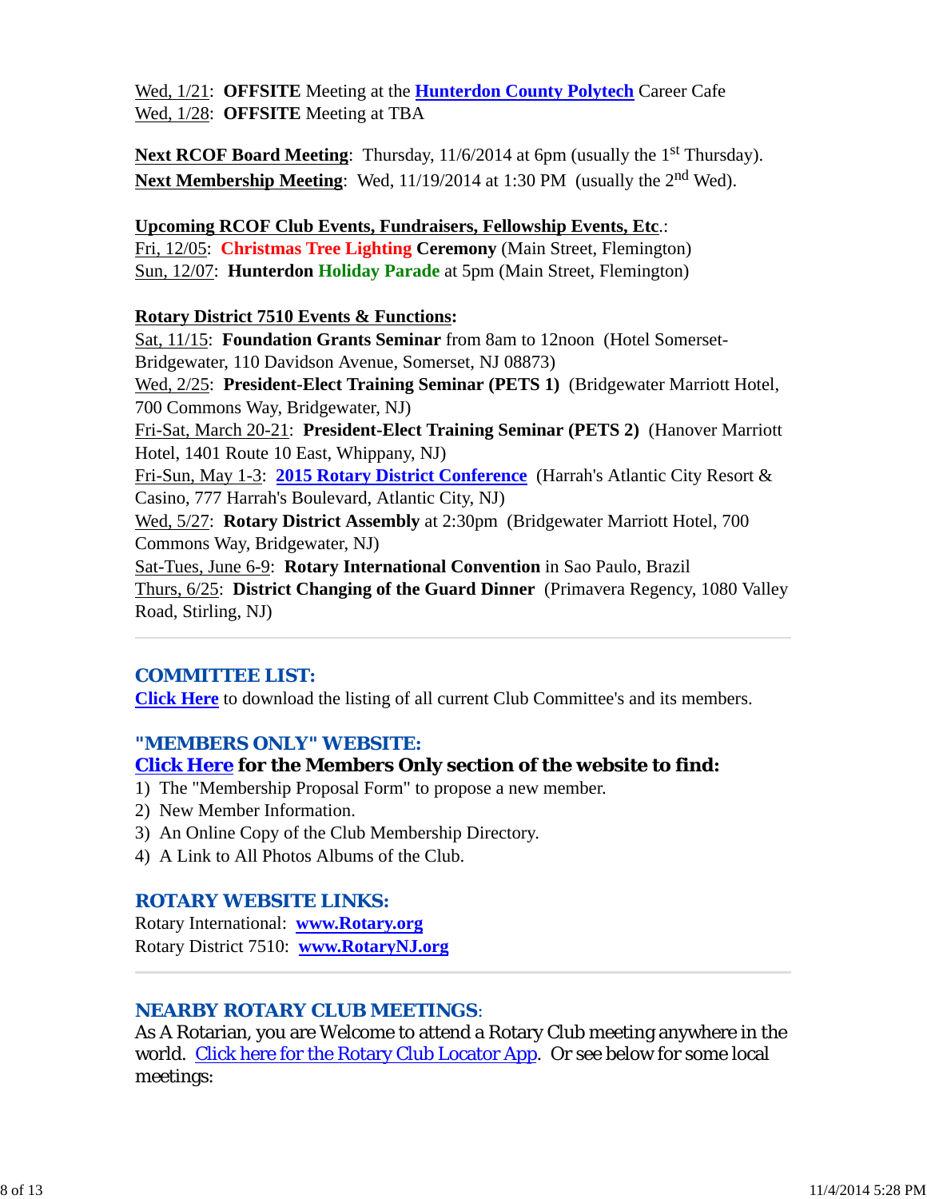Wed, 1/21: **OFFSITE** Meeting at the **Hunterdon County Polytech** Career Cafe
Wed, 1/28: **OFFSITE** Meeting at TBA

**Next RCOF Board Meeting**: Thursday, 11/6/2014 at 6pm (usually the 1st Thursday).
**Next Membership Meeting**: Wed, 11/19/2014 at 1:30 PM (usually the 2nd Wed).

**Upcoming RCOF Club Events, Fundraisers, Fellowship Events, Etc.**:
Fri, 12/05: **Christmas Tree Lighting Ceremony** (Main Street, Flemington)
Sun, 12/07: **Hunterdon Holiday Parade** at 5pm (Main Street, Flemington)

**Rotary District 7510 Events & Functions:**
Sat, 11/15: **Foundation Grants Seminar** from 8am to 12noon (Hotel Somerset-Bridgewater, 110 Davidson Avenue, Somerset, NJ 08873)
Wed, 2/25: **President-Elect Training Seminar (PETS 1)** (Bridgewater Marriott Hotel, 700 Commons Way, Bridgewater, NJ)
Fri-Sat, March 20-21: **President-Elect Training Seminar (PETS 2)** (Hanover Marriott Hotel, 1401 Route 10 East, Whippany, NJ)
Fri-Sun, May 1-3: **2015 Rotary District Conference** (Harrah's Atlantic City Resort & Casino, 777 Harrah's Boulevard, Atlantic City, NJ)
Wed, 5/27: **Rotary District Assembly** at 2:30pm (Bridgewater Marriott Hotel, 700 Commons Way, Bridgewater, NJ)
Sat-Tues, June 6-9: **Rotary International Convention** in Sao Paulo, Brazil
Thurs, 6/25: **District Changing of the Guard Dinner** (Primavera Regency, 1080 Valley Road, Stirling, NJ)

---

## COMMITTEE LIST:

**Click Here** to download the listing of all current Club Committee's and its members.

## "MEMBERS ONLY" WEBSITE:

**Click Here for the Members Only section of the website to find:**

1) The "Membership Proposal Form" to propose a new member.
2) New Member Information.
3) An Online Copy of the Club Membership Directory.
4) A Link to All Photos Albums of the Club.

## ROTARY WEBSITE LINKS:

Rotary International: **www.Rotary.org**
Rotary District 7510: **www.RotaryNJ.org**

---

## NEARBY ROTARY CLUB MEETINGS:

As A Rotarian, you are Welcome to attend a Rotary Club meeting anywhere in the world. Click here for the Rotary Club Locator App. Or see below for some local meetings: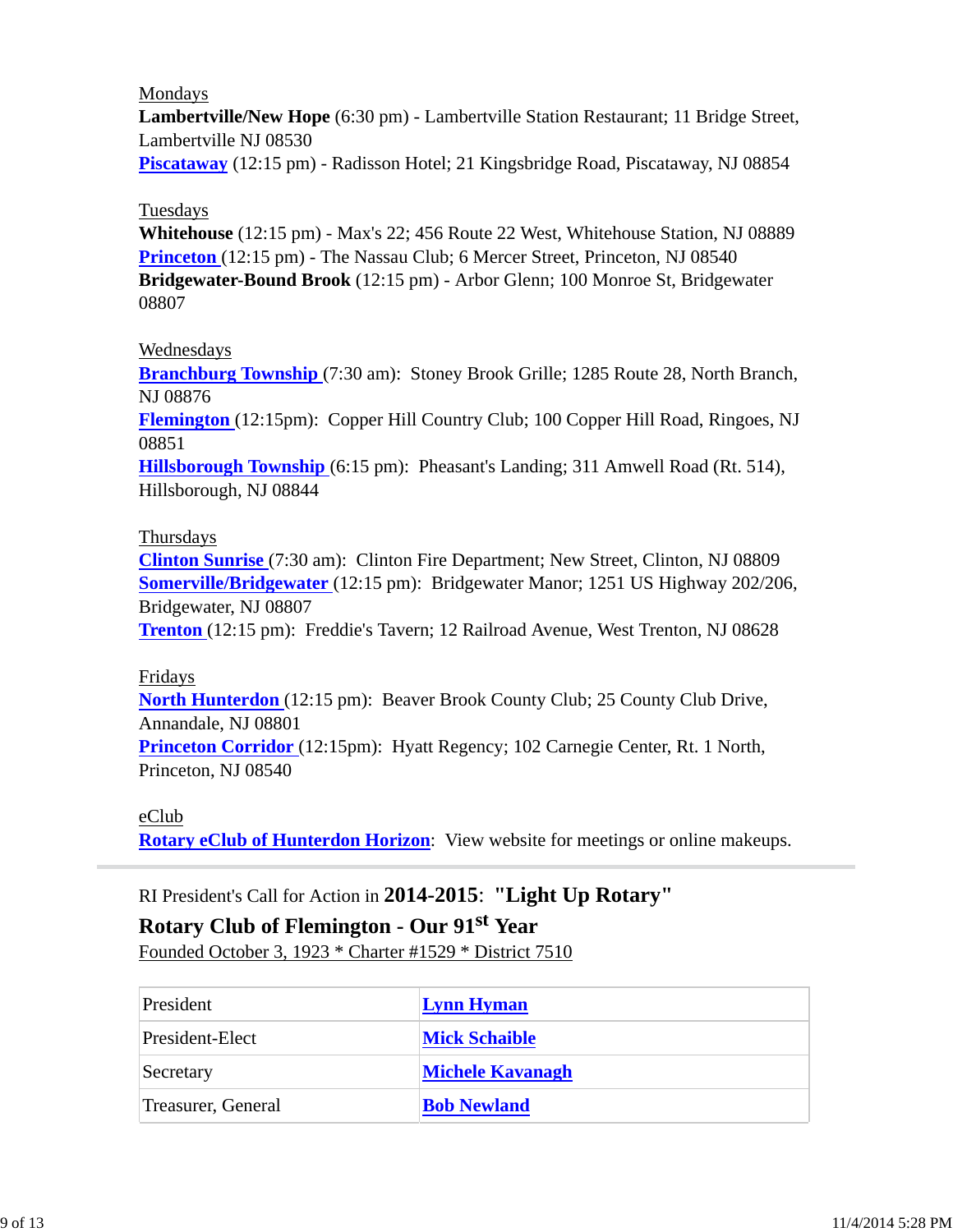Mondays

**Lambertville/New Hope** (6:30 pm) - Lambertville Station Restaurant; 11 Bridge Street, Lambertville NJ 08530

**Piscataway** (12:15 pm) - Radisson Hotel; 21 Kingsbridge Road, Piscataway, NJ 08854

Tuesdays

**Whitehouse** (12:15 pm) - Max's 22; 456 Route 22 West, Whitehouse Station, NJ 08889

**Princeton** (12:15 pm) - The Nassau Club; 6 Mercer Street, Princeton, NJ 08540

**Bridgewater-Bound Brook** (12:15 pm) - Arbor Glenn; 100 Monroe St, Bridgewater 08807

Wednesdays

**Branchburg Township** (7:30 am): Stoney Brook Grille; 1285 Route 28, North Branch, NJ 08876

**Flemington** (12:15pm): Copper Hill Country Club; 100 Copper Hill Road, Ringoes, NJ 08851

**Hillsborough Township** (6:15 pm): Pheasant's Landing; 311 Amwell Road (Rt. 514), Hillsborough, NJ 08844

Thursdays

**Clinton Sunrise** (7:30 am): Clinton Fire Department; New Street, Clinton, NJ 08809

**Somerville/Bridgewater** (12:15 pm): Bridgewater Manor; 1251 US Highway 202/206, Bridgewater, NJ 08807

**Trenton** (12:15 pm): Freddie's Tavern; 12 Railroad Avenue, West Trenton, NJ 08628

Fridays

**North Hunterdon** (12:15 pm): Beaver Brook County Club; 25 County Club Drive, Annandale, NJ 08801

**Princeton Corridor** (12:15pm): Hyatt Regency; 102 Carnegie Center, Rt. 1 North, Princeton, NJ 08540

eClub

**Rotary eClub of Hunterdon Horizon**: View website for meetings or online makeups.

---

RI President's Call for Action in **2014-2015**: **"Light Up Rotary"**

**Rotary Club of Flemington - Our 91st Year**

Founded October 3, 1923 * Charter #1529 * District 7510

| | |
|---|---|
| President | **Lynn Hyman** |
| President-Elect | **Mick Schaible** |
| Secretary | **Michele Kavanagh** |
| Treasurer, General | **Bob Newland** |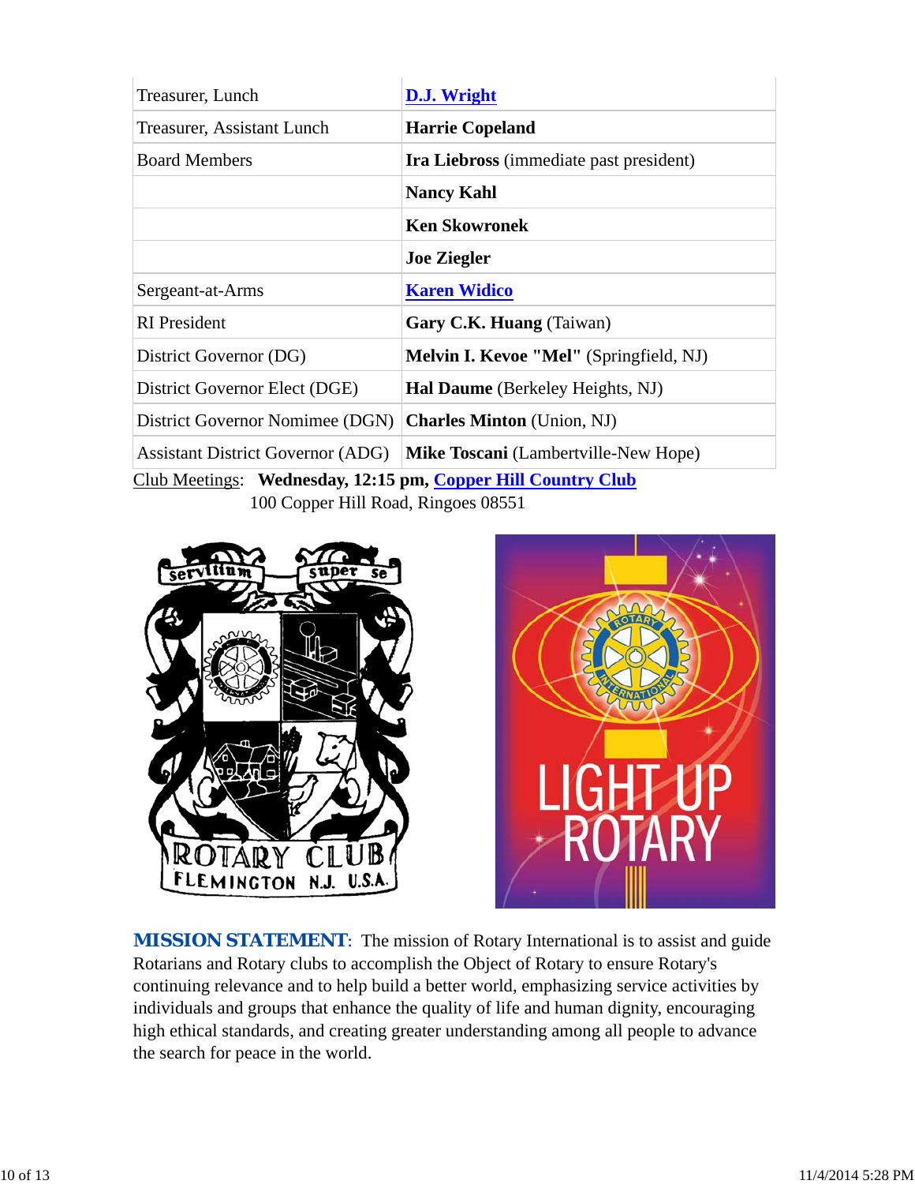| | |
|---|---|
| Treasurer, Lunch | **D.J. Wright** |
| Treasurer, Assistant Lunch | **Harrie Copeland** |
| Board Members | **Ira Liebross** (immediate past president) |
| | **Nancy Kahl** |
| | **Ken Skowronek** |
| | **Joe Ziegler** |
| Sergeant-at-Arms | **Karen Widico** |
| RI President | **Gary C.K. Huang** (Taiwan) |
| District Governor (DG) | **Melvin I. Kevoe "Mel"** (Springfield, NJ) |
| District Governor Elect (DGE) | **Hal Daume** (Berkeley Heights, NJ) |
| District Governor Nomimee (DGN) | **Charles Minton** (Union, NJ) |
| Assistant District Governor (ADG) | **Mike Toscani** (Lambertville-New Hope) |

Club Meetings: **Wednesday, 12:15 pm, Copper Hill Country Club**
100 Copper Hill Road, Ringoes 08551

**MISSION STATEMENT**: The mission of Rotary International is to assist and guide Rotarians and Rotary clubs to accomplish the Object of Rotary to ensure Rotary's continuing relevance and to help build a better world, emphasizing service activities by individuals and groups that enhance the quality of life and human dignity, encouraging high ethical standards, and creating greater understanding among all people to advance the search for peace in the world.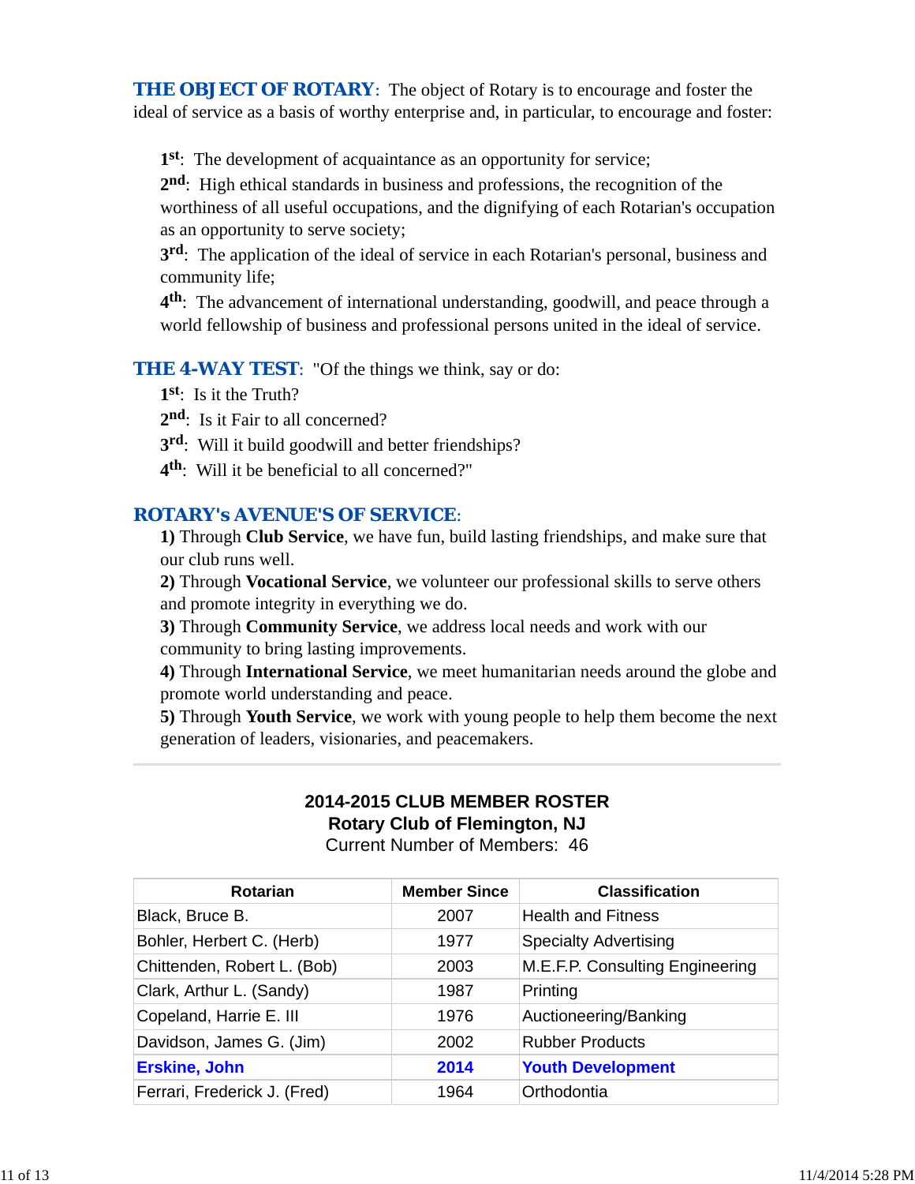**THE OBJECT OF ROTARY**: The object of Rotary is to encourage and foster the ideal of service as a basis of worthy enterprise and, in particular, to encourage and foster:

**1st**: The development of acquaintance as an opportunity for service;
**2nd**: High ethical standards in business and professions, the recognition of the worthiness of all useful occupations, and the dignifying of each Rotarian's occupation as an opportunity to serve society;
**3rd**: The application of the ideal of service in each Rotarian's personal, business and community life;
**4th**: The advancement of international understanding, goodwill, and peace through a world fellowship of business and professional persons united in the ideal of service.

**THE 4-WAY TEST**: "Of the things we think, say or do:
**1st**: Is it the Truth?
**2nd**: Is it Fair to all concerned?
**3rd**: Will it build goodwill and better friendships?
**4th**: Will it be beneficial to all concerned?"

**ROTARY's AVENUE'S OF SERVICE**:
**1)** Through **Club Service**, we have fun, build lasting friendships, and make sure that our club runs well.
**2)** Through **Vocational Service**, we volunteer our professional skills to serve others and promote integrity in everything we do.
**3)** Through **Community Service**, we address local needs and work with our community to bring lasting improvements.
**4)** Through **International Service**, we meet humanitarian needs around the globe and promote world understanding and peace.
**5)** Through **Youth Service**, we work with young people to help them become the next generation of leaders, visionaries, and peacemakers.

---

**2014-2015 CLUB MEMBER ROSTER**
**Rotary Club of Flemington, NJ**
Current Number of Members: 46

| Rotarian | Member Since | Classification |
|---|---|---|
| Black, Bruce B. | 2007 | Health and Fitness |
| Bohler, Herbert C. (Herb) | 1977 | Specialty Advertising |
| Chittenden, Robert L. (Bob) | 2003 | M.E.F.P. Consulting Engineering |
| Clark, Arthur L. (Sandy) | 1987 | Printing |
| Copeland, Harrie E. III | 1976 | Auctioneering/Banking |
| Davidson, James G. (Jim) | 2002 | Rubber Products |
| **Erskine, John** | **2014** | **Youth Development** |
| Ferrari, Frederick J. (Fred) | 1964 | Orthodontia |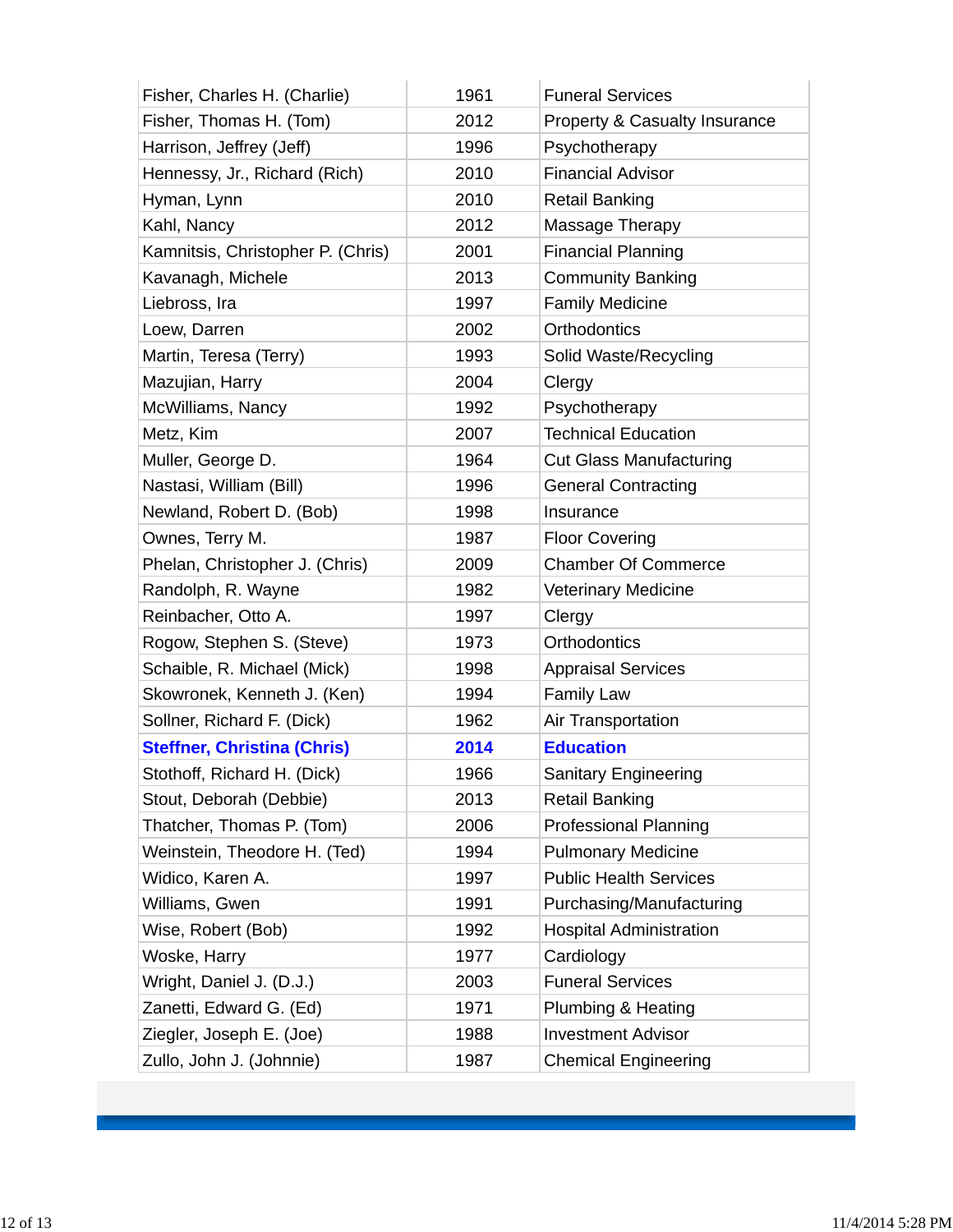| | | |
|---|---|---|
| Fisher, Charles H. (Charlie) | 1961 | Funeral Services |
| Fisher, Thomas H. (Tom) | 2012 | Property & Casualty Insurance |
| Harrison, Jeffrey (Jeff) | 1996 | Psychotherapy |
| Hennessy, Jr., Richard (Rich) | 2010 | Financial Advisor |
| Hyman, Lynn | 2010 | Retail Banking |
| Kahl, Nancy | 2012 | Massage Therapy |
| Kamnitsis, Christopher P. (Chris) | 2001 | Financial Planning |
| Kavanagh, Michele | 2013 | Community Banking |
| Liebross, Ira | 1997 | Family Medicine |
| Loew, Darren | 2002 | Orthodontics |
| Martin, Teresa (Terry) | 1993 | Solid Waste/Recycling |
| Mazujian, Harry | 2004 | Clergy |
| McWilliams, Nancy | 1992 | Psychotherapy |
| Metz, Kim | 2007 | Technical Education |
| Muller, George D. | 1964 | Cut Glass Manufacturing |
| Nastasi, William (Bill) | 1996 | General Contracting |
| Newland, Robert D. (Bob) | 1998 | Insurance |
| Ownes, Terry M. | 1987 | Floor Covering |
| Phelan, Christopher J. (Chris) | 2009 | Chamber Of Commerce |
| Randolph, R. Wayne | 1982 | Veterinary Medicine |
| Reinbacher, Otto A. | 1997 | Clergy |
| Rogow, Stephen S. (Steve) | 1973 | Orthodontics |
| Schaible, R. Michael (Mick) | 1998 | Appraisal Services |
| Skowronek, Kenneth J. (Ken) | 1994 | Family Law |
| Sollner, Richard F. (Dick) | 1962 | Air Transportation |
| **Steffner, Christina (Chris)** | **2014** | **Education** |
| Stothoff, Richard H. (Dick) | 1966 | Sanitary Engineering |
| Stout, Deborah (Debbie) | 2013 | Retail Banking |
| Thatcher, Thomas P. (Tom) | 2006 | Professional Planning |
| Weinstein, Theodore H. (Ted) | 1994 | Pulmonary Medicine |
| Widico, Karen A. | 1997 | Public Health Services |
| Williams, Gwen | 1991 | Purchasing/Manufacturing |
| Wise, Robert (Bob) | 1992 | Hospital Administration |
| Woske, Harry | 1977 | Cardiology |
| Wright, Daniel J. (D.J.) | 2003 | Funeral Services |
| Zanetti, Edward G. (Ed) | 1971 | Plumbing & Heating |
| Ziegler, Joseph E. (Joe) | 1988 | Investment Advisor |
| Zullo, John J. (Johnnie) | 1987 | Chemical Engineering |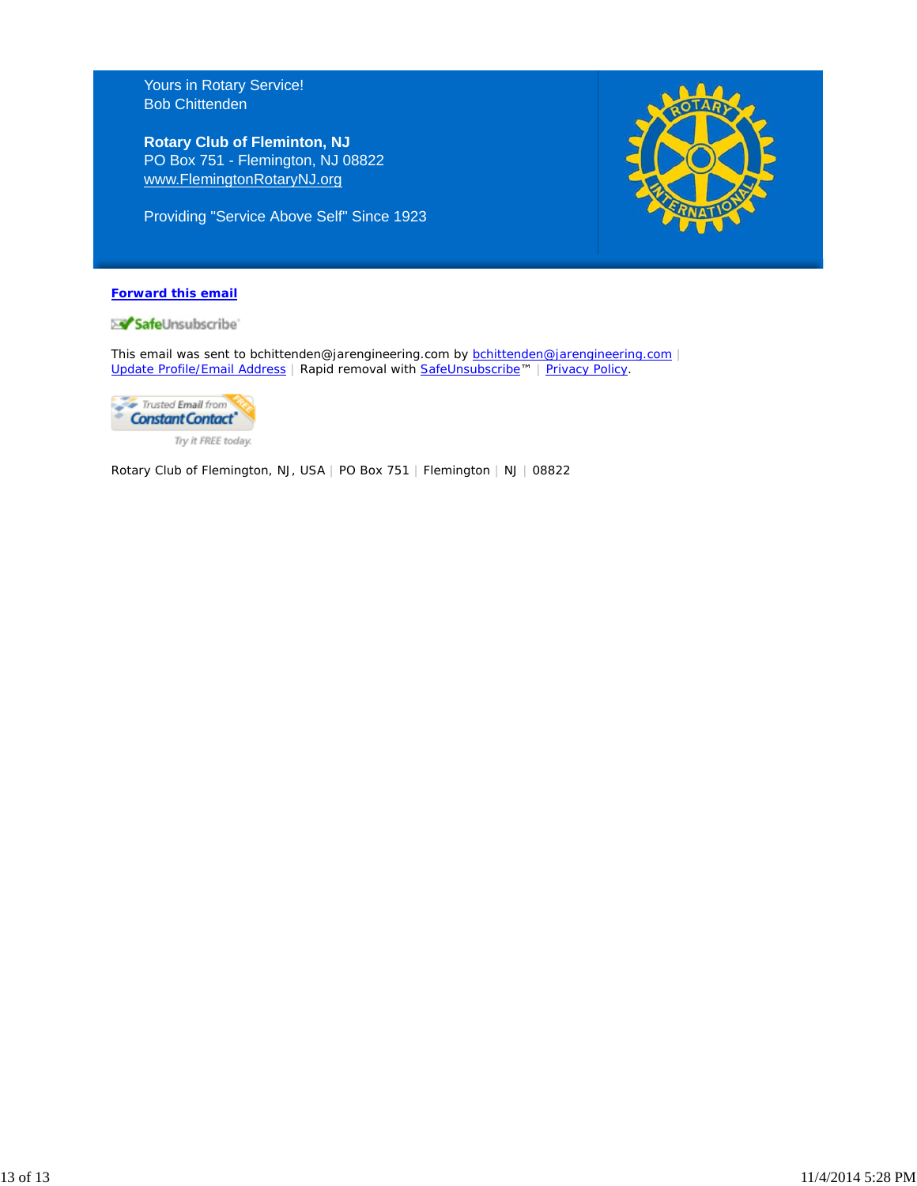Yours in Rotary Service!
Bob Chittenden

**Rotary Club of Fleminton, NJ**
PO Box 751 - Flemington, NJ 08822
www.FlemingtonRotaryNJ.org

Providing "Service Above Self" Since 1923

**Forward this email**

SafeUnsubscribe

This email was sent to bchittenden@jarengineering.com by bchittenden@jarengineering.com | Update Profile/Email Address | Rapid removal with SafeUnsubscribe™ | Privacy Policy.

Trusted Email from Constant Contact — Try it FREE today.

Rotary Club of Flemington, NJ, USA | PO Box 751 | Flemington | NJ | 08822